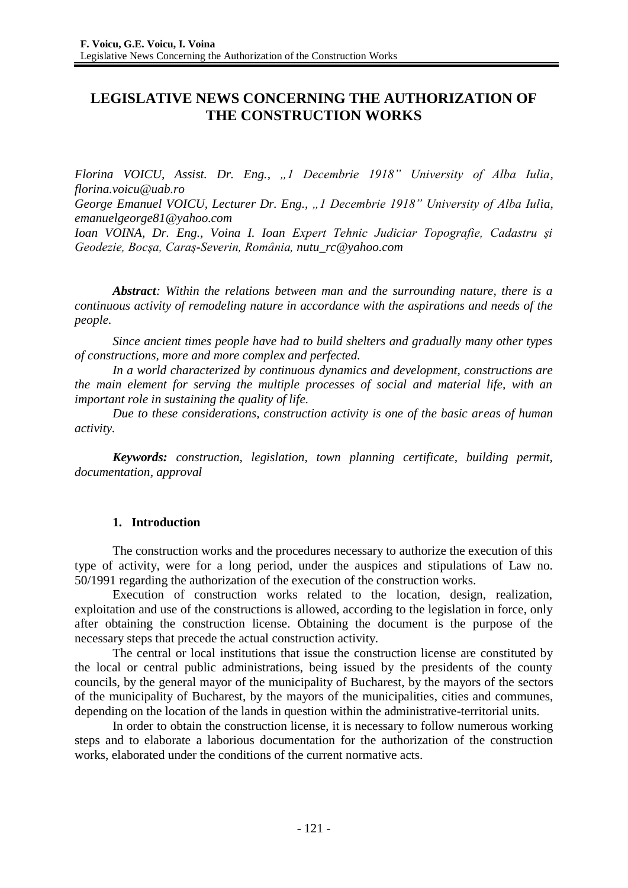# LEGISLATIVE NEWS CONCERNING THE AUTHORIZATION OF THE CONSTRUCTION WORKS

*Florina VOICU, Assist. Dr. Eng., „1 Decembrie 1918" University of Alba Iulia, florina.voicu@uab.ro*

*George Emanuel VOICU, Lecturer Dr. Eng., „1 Decembrie 1918" University of Alba Iulia, emanuelgeorge81@yahoo.com*

*Ioan VOINA, Dr. Eng., Voina I. Ioan Expert Tehnic Judiciar Topografie, Cadastru şi Geodezie, Bocşa, Caraş-Severin, România, nutu_rc@yahoo.com*

***Abstract**: Within the relations between man and the surrounding nature, there is a continuous activity of remodeling nature in accordance with the aspirations and needs of the people.*

*Since ancient times people have had to build shelters and gradually many other types of constructions, more and more complex and perfected.*

*In a world characterized by continuous dynamics and development, constructions are the main element for serving the multiple processes of social and material life, with an important role in sustaining the quality of life.*

*Due to these considerations, construction activity is one of the basic areas of human activity.*

***Keywords:** construction, legislation, town planning certificate, building permit, documentation, approval*

## 1. Introduction

The construction works and the procedures necessary to authorize the execution of this type of activity, were for a long period, under the auspices and stipulations of Law no. 50/1991 regarding the authorization of the execution of the construction works.

Execution of construction works related to the location, design, realization, exploitation and use of the constructions is allowed, according to the legislation in force, only after obtaining the construction license. Obtaining the document is the purpose of the necessary steps that precede the actual construction activity.

The central or local institutions that issue the construction license are constituted by the local or central public administrations, being issued by the presidents of the county councils, by the general mayor of the municipality of Bucharest, by the mayors of the sectors of the municipality of Bucharest, by the mayors of the municipalities, cities and communes, depending on the location of the lands in question within the administrative-territorial units.

In order to obtain the construction license, it is necessary to follow numerous working steps and to elaborate a laborious documentation for the authorization of the construction works, elaborated under the conditions of the current normative acts.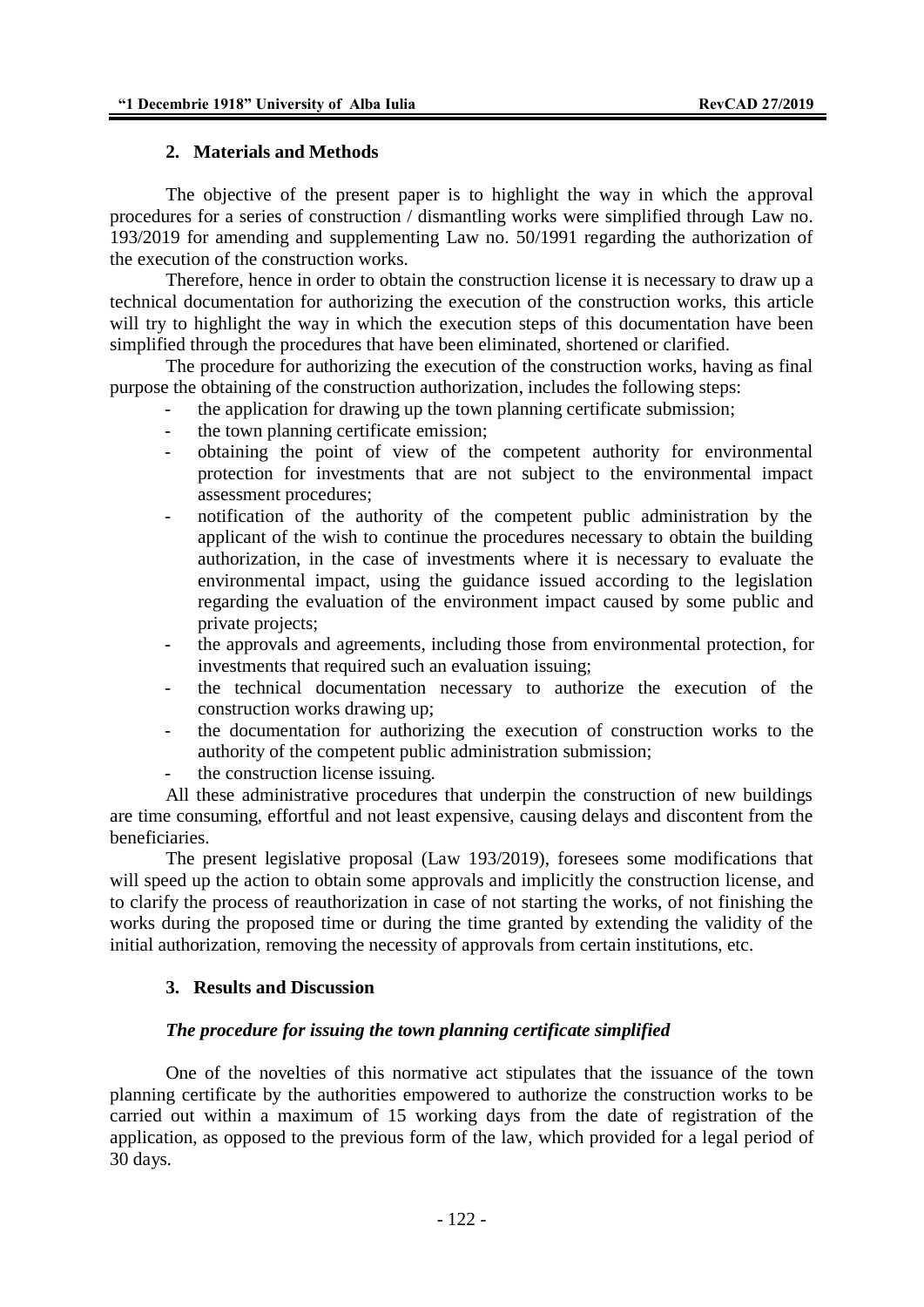## 2. Materials and Methods

The objective of the present paper is to highlight the way in which the approval procedures for a series of construction / dismantling works were simplified through Law no. 193/2019 for amending and supplementing Law no. 50/1991 regarding the authorization of the execution of the construction works.

Therefore, hence in order to obtain the construction license it is necessary to draw up a technical documentation for authorizing the execution of the construction works, this article will try to highlight the way in which the execution steps of this documentation have been simplified through the procedures that have been eliminated, shortened or clarified.

The procedure for authorizing the execution of the construction works, having as final purpose the obtaining of the construction authorization, includes the following steps:

- the application for drawing up the town planning certificate submission;
- the town planning certificate emission;
- obtaining the point of view of the competent authority for environmental protection for investments that are not subject to the environmental impact assessment procedures;
- notification of the authority of the competent public administration by the applicant of the wish to continue the procedures necessary to obtain the building authorization, in the case of investments where it is necessary to evaluate the environmental impact, using the guidance issued according to the legislation regarding the evaluation of the environment impact caused by some public and private projects;
- the approvals and agreements, including those from environmental protection, for investments that required such an evaluation issuing;
- the technical documentation necessary to authorize the execution of the construction works drawing up;
- the documentation for authorizing the execution of construction works to the authority of the competent public administration submission;
- the construction license issuing.

All these administrative procedures that underpin the construction of new buildings are time consuming, effortful and not least expensive, causing delays and discontent from the beneficiaries.

The present legislative proposal (Law 193/2019), foresees some modifications that will speed up the action to obtain some approvals and implicitly the construction license, and to clarify the process of reauthorization in case of not starting the works, of not finishing the works during the proposed time or during the time granted by extending the validity of the initial authorization, removing the necessity of approvals from certain institutions, etc.

## 3. Results and Discussion

### *The procedure for issuing the town planning certificate simplified*

One of the novelties of this normative act stipulates that the issuance of the town planning certificate by the authorities empowered to authorize the construction works to be carried out within a maximum of 15 working days from the date of registration of the application, as opposed to the previous form of the law, which provided for a legal period of 30 days.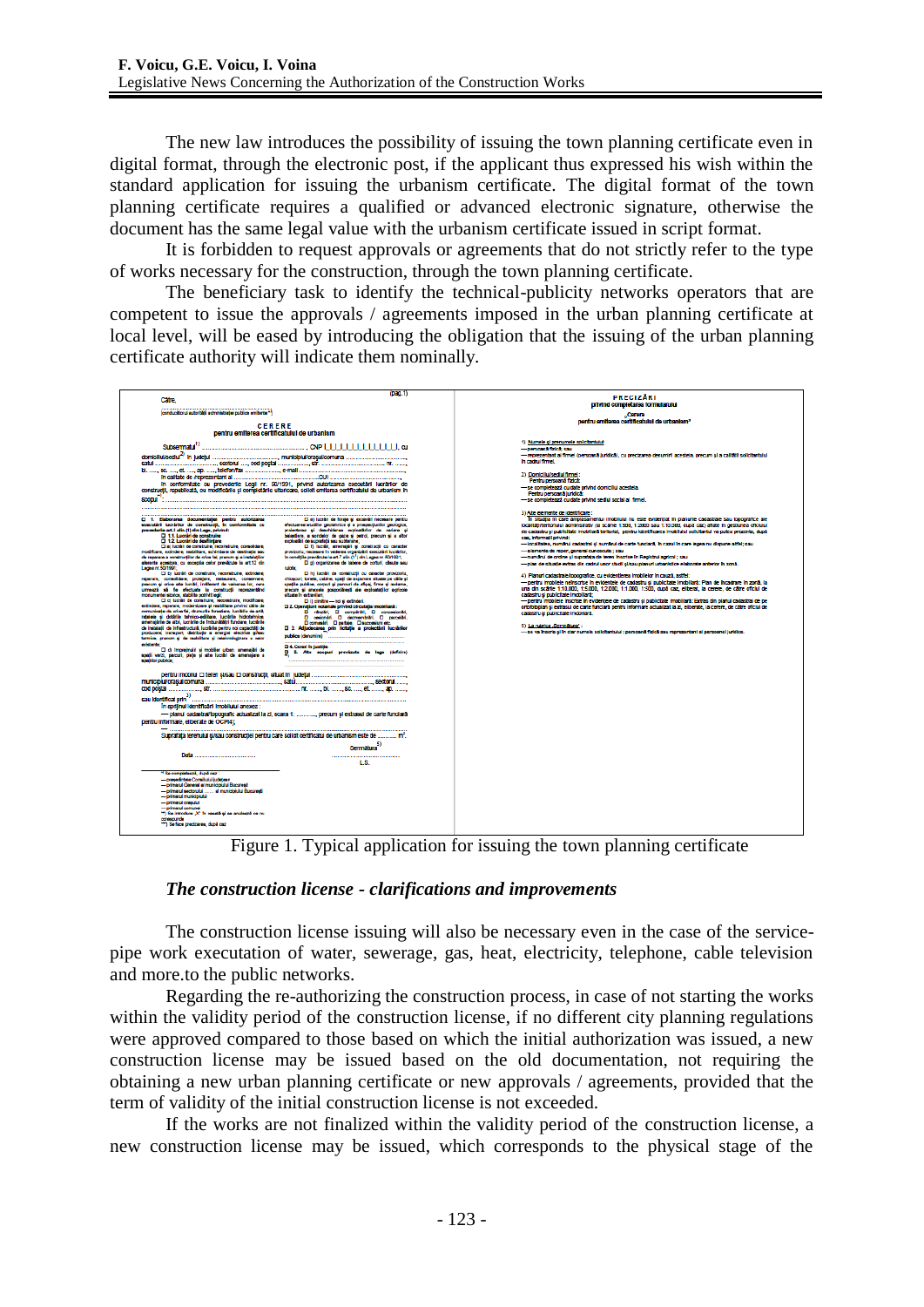The new law introduces the possibility of issuing the town planning certificate even in digital format, through the electronic post, if the applicant thus expressed his wish within the standard application for issuing the urbanism certificate. The digital format of the town planning certificate requires a qualified or advanced electronic signature, otherwise the document has the same legal value with the urbanism certificate issued in script format.

It is forbidden to request approvals or agreements that do not strictly refer to the type of works necessary for the construction, through the town planning certificate.

The beneficiary task to identify the technical-publicity networks operators that are competent to issue the approvals / agreements imposed in the urban planning certificate at local level, will be eased by introducing the obligation that the issuing of the urban planning certificate authority will indicate them nominally.

Figure 1. Typical application for issuing the town planning certificate

### *The construction license - clarifications and improvements*

The construction license issuing will also be necessary even in the case of the service-pipe work executation of water, sewerage, gas, heat, electricity, telephone, cable television and more.to the public networks.

Regarding the re-authorizing the construction process, in case of not starting the works within the validity period of the construction license, if no different city planning regulations were approved compared to those based on which the initial authorization was issued, a new construction license may be issued based on the old documentation, not requiring the obtaining a new urban planning certificate or new approvals / agreements, provided that the term of validity of the initial construction license is not exceeded.

If the works are not finalized within the validity period of the construction license, a new construction license may be issued, which corresponds to the physical stage of the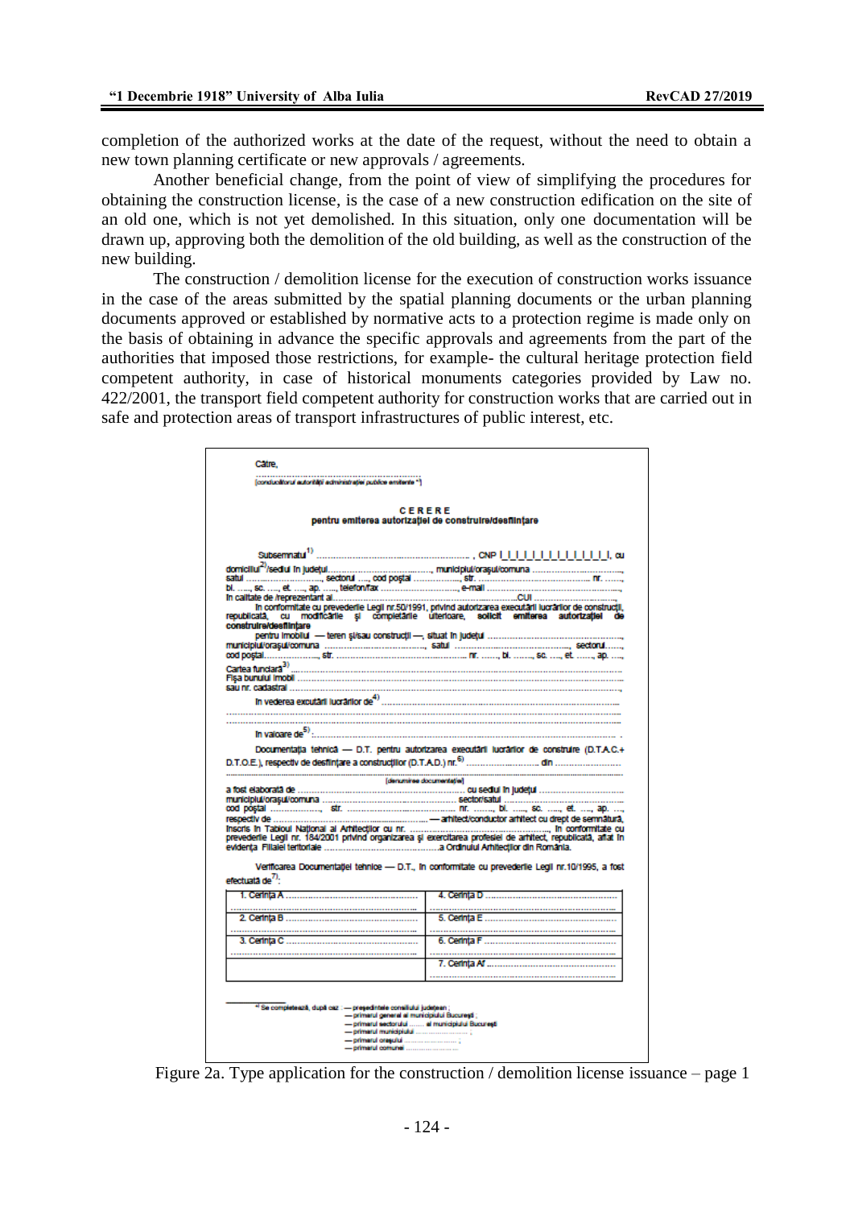completion of the authorized works at the date of the request, without the need to obtain a new town planning certificate or new approvals / agreements.

Another beneficial change, from the point of view of simplifying the procedures for obtaining the construction license, is the case of a new construction edification on the site of an old one, which is not yet demolished. In this situation, only one documentation will be drawn up, approving both the demolition of the old building, as well as the construction of the new building.

The construction / demolition license for the execution of construction works issuance in the case of the areas submitted by the spatial planning documents or the urban planning documents approved or established by normative acts to a protection regime is made only on the basis of obtaining in advance the specific approvals and agreements from the part of the authorities that imposed those restrictions, for example- the cultural heritage protection field competent authority, in case of historical monuments categories provided by Law no. 422/2001, the transport field competent authority for construction works that are carried out in safe and protection areas of transport infrastructures of public interest, etc.

Către,

.................................................................

(conducătorul autorității administrației publice emitente *)

**CERERE**
**pentru emiterea autorizației de construire/desființare**

Subsemnatul[1] ......................................................., CNP |_|_|_|_|_|_|_|_|_|_|_|_|_|, cu domiciliul[2]/sediul în județul......................................., municipiul/orașul/comuna ................................, satul ............................, sectorul ...., cod poștal ................, str. ........................................ nr. ......., bl. ...., sc. ...., et. ...., ap. ...., telefon/fax ............................, e-mail ..............................................., în calitate de /reprezentant al.............................................................................CUI ..................................

În conformitate cu prevederile Legii nr.50/1991, privind autorizarea executării lucrărilor de construcții, republicată, cu modificările și completările ulterioare, **solicit emiterea autorizației de construire/desființare**

pentru imobilul — teren și/sau construcții —, situat în județul ..............................................., municipiul/orașul/comuna ...................................., satul ........................................, sectorul......, cod poștal......................, str. ............................................ nr. ......, bl. ......., sc. ...., et. ......, ap. ....,

Cartea funciară[3] ..............................................................................................................
Fișa bunului imobil ..............................................................................................................
sau nr. cadastral ..................................................................................................................

în vederea executării lucrărilor de[4] ....................................................................................

......................................................................................................................................

......................................................................................................................................

în valoare de[5] :..................................................................................................................

Documentația tehnică — D.T. pentru autorizarea executării lucrărilor de construire (D.T.A.C.+ D.T.O.E.), respectiv de desființare a construcțiilor (D.T.A.D.) nr.[6] ........................... din ........................

......................................................................................................................................

(denumirea documentației)

a fost elaborată de .............................................................. cu sediul în județul ..............................
municipiul/orașul/comuna ............................................. sectorul/satul ..........................................
cod poștal ..................., str. .................................................. nr. ......., bl. ....., sc. ....., et. ...., ap. ....,
respectiv de .......................................................... — arhitect/conductor arhitect cu drept de semnătură,
înscris în Tabloul Național al Arhitecților cu nr. ..................................................., în conformitate cu prevederile Legii nr. 184/2001 privind organizarea și exercitarea profesiei de arhitect, republicată, aflat în evidența Filialei teritoriale ............................................a Ordinului Arhitecților din România.

Verificarea Documentației tehnice — D.T., în conformitate cu prevederile Legii nr.10/1995, a fost efectuată de[7]:

| | |
|---|---|
| 1. Cerința A ................................................ | 4. Cerința D ................................................ |
| 2. Cerința B ................................................ | 5. Cerința E ................................................ |
| 3. Cerința C ................................................ | 6. Cerința F ................................................ |
| | 7. Cerința Af ................................................ |

*) Se completează, după caz : — președintele consiliului județean ;
— primarul general al municipiului București ;
— primarul sectorului ...... al municipiului București
— primarul municipiului .....................;
— primarul orașului .....................;
— primarul comunei .....................

Figure 2a. Type application for the construction / demolition license issuance – page 1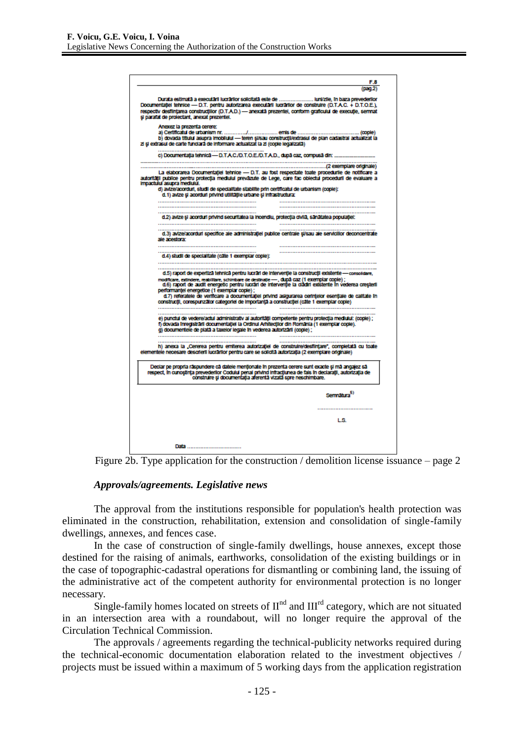F.8
(pag.2)

Durata estimată a executării lucrărilor solicitată este de ...................... luni/zile, în baza prevederilor Documentaţiei tehnice — D.T. pentru autorizarea executării lucrărilor de construire (D.T.A.C. + D.T.O.E.), respectiv desfiinţarea construcţiilor (D.T.A.D.) — anexată prezentei, conform graficului de execuţie, semnat şi parafat de proiectant, anexat prezentei.

Anexez la prezenta cerere:

a) Certificatul de urbanism nr. ............../.................. emis de .......................................... (copie)

b) dovada titlului asupra imobilului — teren şi/sau construcţii/extrasul de plan cadastral actualizat la zi şi extrasul de carte funciară de informare actualizat la zi (copie legalizată)

..........................................................................

c) Documentaţia tehnică — D.T.A.C./D.T.O.E./D.T.A.D., după caz, compusă din: ..............................

.......................................................................................................................(2 exemplare originale)

La elaborarea Documentaţiei tehnice — D.T. au fost respectate toate procedurile de notificare a autorităţii publice pentru protecţia mediului prevăzute de Lege, care fac obiectul procedurii de evaluare a impactului asupra mediului.

d) avize/acorduri, studii de specialitate stabilite prin certificatul de urbanism (copie):

d.1) avize şi acorduri privind utilităţile urbane şi infrastructura:

.......................................... ..........................................

.......................................... ..........................................

.......................................... ..........................................

d.2) avize şi acorduri privind securitatea la incendiu, protecţia civilă, sănătatea populaţiei:

.......................................... ..........................................

d.3) avize/acorduri specifice ale administraţiei publice centrale şi/sau ale serviciilor deconcentrate ale acestora:

.......................................... ..........................................

d.4) studii de specialitate (câte 1 exemplar copie):

..........................................................................

d.5) raport de expertiză tehnică pentru lucrări de intervenţie la construcţii existente — consolidare, modificare, extindere, reabilitare, schimbare de destinaţie —, după caz (1 exemplar copie) ;

d.6) raport de audit energetic pentru lucrări de intervenţie la clădiri existente în vederea creşterii performanţei energetice (1 exemplar copie) ;

d.7) referatele de verificare a documentaţiei privind asigurarea cerinţelor esenţiale de calitate în construcţii, corespunzător categoriei de importanţă a construcţiei (câte 1 exemplar copie)

.......................................... ..........................................

e) punctul de vedere/actul administrativ al autorităţii competente pentru protecţia mediului: (copie) ;

f) dovada înregistrării documentaţiei la Ordinul Arhitecţilor din România (1 exemplar copie).

g) documentele de plată a taxelor legale în vederea autorizării (copie) ;

.......................................... ..........................................

h) anexa la „Cererea pentru emiterea autorizaţiei de construire/desfiinţare", completată cu toate elementele necesare descrierii lucrărilor pentru care se solicită autorizaţia (2 exemplare originale)

Declar pe propria răspundere că datele menţionate în prezenta cerere sunt exacte şi mă angajez să respect, în cunoştinţa prevederilor Codului penal privind infracţiunea de fals în declaraţii, autorizaţia de construire şi documentaţia aferentă vizată spre neschimbare.

Semnătura[5]

..................................

L.S.

Data ..................................

Figure 2b. Type application for the construction / demolition license issuance – page 2

### *Approvals/agreements. Legislative news*

The approval from the institutions responsible for population's health protection was eliminated in the construction, rehabilitation, extension and consolidation of single-family dwellings, annexes, and fences case.

In the case of construction of single-family dwellings, house annexes, except those destined for the raising of animals, earthworks, consolidation of the existing buildings or in the case of topographic-cadastral operations for dismantling or combining land, the issuing of the administrative act of the competent authority for environmental protection is no longer necessary.

Single-family homes located on streets of II[nd] and III[rd] category, which are not situated in an intersection area with a roundabout, will no longer require the approval of the Circulation Technical Commission.

The approvals / agreements regarding the technical-publicity networks required during the technical-economic documentation elaboration related to the investment objectives / projects must be issued within a maximum of 5 working days from the application registration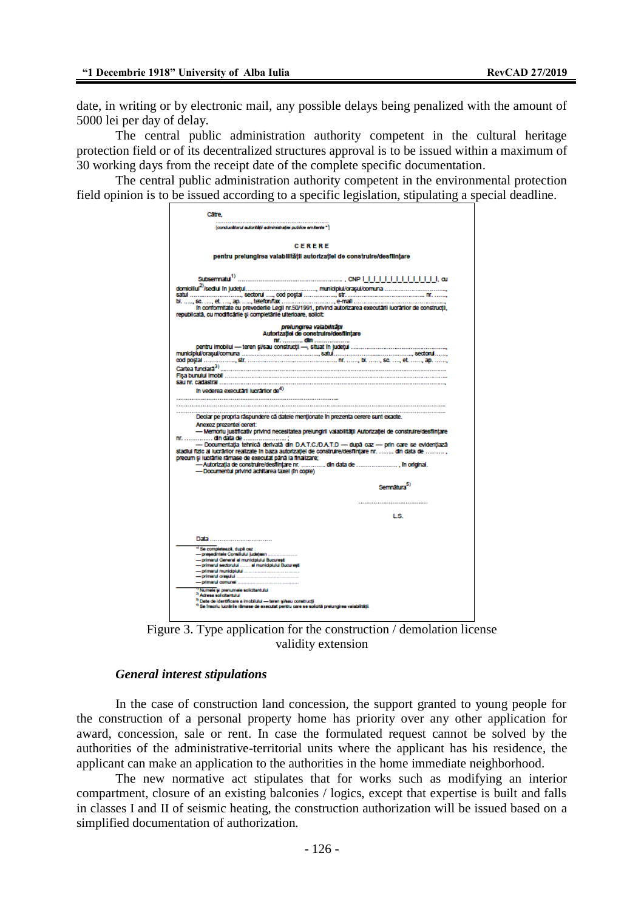date, in writing or by electronic mail, any possible delays being penalized with the amount of 5000 lei per day of delay.

The central public administration authority competent in the cultural heritage protection field or of its decentralized structures approval is to be issued within a maximum of 30 working days from the receipt date of the complete specific documentation.

The central public administration authority competent in the environmental protection field opinion is to be issued according to a specific legislation, stipulating a special deadline.

Către,

..........................................................................

(conducătorul autorității administrației publice emitente *)

CERERE

pentru prelungirea valabilității autorizației de construire/desființare

Subsemnatul[1] ................................................................, CNP |_|_|_|_|_|_|_|_|_|_|_|_|_|, cu domiciliul[2]/sediul în județul.............................................., municipiul/orașul/comuna .................................. satul ..........................., sectorul ......, cod poștal ........., str. ................................................ nr. ......., bl. ......, sc. ......, et. ......, ap. ......, telefon/fax .................................., e-mail ...........................................

În conformitate cu prevederile Legii nr.50/1991, privind autorizarea executării lucrărilor de construcții, republicată, cu modificările și completările ulterioare, solicit:

prelungirea valabilității
Autorizației de construire/desființare
nr. ........... din ..............

pentru imobilul — teren și/sau construcții —, situat în județul ................................................................ municipiul/orașul/comuna ................................................, satul.............................................., sectorul......., cod poștal ................, str. ............................................................ nr. ......., bl. ......., sc. ......, et. ......., ap. ....... Cartea funciară[3] ........................................................................................................................................ Fișa bunului imobil ............................................................................................................................... sau nr. cadastral ...................................................................................................................................

În vederea executării lucrărilor de[4] ..........................................................................................................

..........................................................................................................................................................

..........................................................................................................................................................

Declar pe propria răspundere că datele menționate în prezenta cerere sunt exacte.

Anexez prezentei cereri:

— Memoriu justificativ privind necesitatea prelungirii valabilității Autorizației de construire/desființare nr. ............... din data de ........................;

— Documentația tehnică derivată din D.A.T.C./D.A.T.D — după caz — prin care se evidențiază stadiul fizic al lucrărilor realizate în baza autorizației de construire/desființare nr. ........ din data de .........., precum și lucrările rămase de executat până la finalizare;

— Autorizația de construire/desființare nr. ............ din data de ......................, în original.

— Documentul privind achitarea taxei (în copie)

Semnătura[5]

..........................................

L.S.

Data ..................................

*) Se completează, după caz:
— președintele Consiliului județean ..................
— primarul General al municipiului București
— primarul sectorului ....... al municipiului București
— primarul municipiului ..................................
— primarul orașului .......................................
— primarul comunei .......................................

[1] Numele și prenumele solicitantului
[2] Adresa solicitantului
[3] Date de identificare a imobilului — teren și/sau construcții
[4] Se înscriu lucrările rămase de executat pentru care se solicită prelungirea valabilității

Figure 3. Type application for the construction / demolation license validity extension

### *General interest stipulations*

In the case of construction land concession, the support granted to young people for the construction of a personal property home has priority over any other application for award, concession, sale or rent. In case the formulated request cannot be solved by the authorities of the administrative-territorial units where the applicant has his residence, the applicant can make an application to the authorities in the home immediate neighborhood.

The new normative act stipulates that for works such as modifying an interior compartment, closure of an existing balconies / logics, except that expertise is built and falls in classes I and II of seismic heating, the construction authorization will be issued based on a simplified documentation of authorization.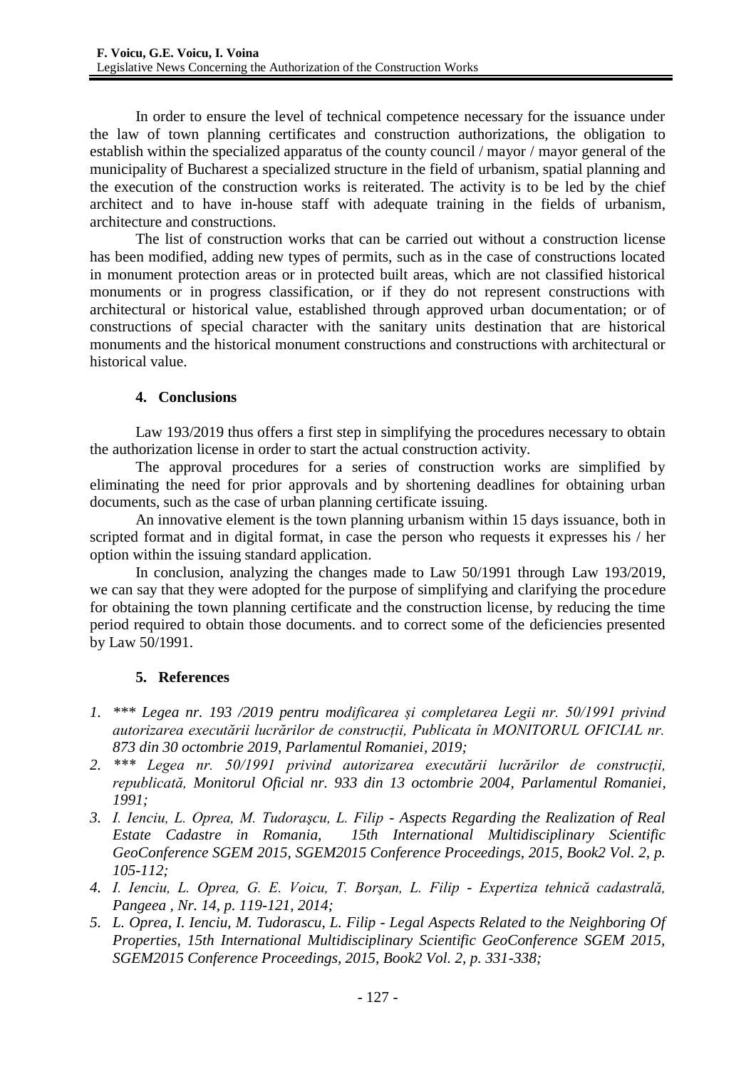In order to ensure the level of technical competence necessary for the issuance under the law of town planning certificates and construction authorizations, the obligation to establish within the specialized apparatus of the county council / mayor / mayor general of the municipality of Bucharest a specialized structure in the field of urbanism, spatial planning and the execution of the construction works is reiterated. The activity is to be led by the chief architect and to have in-house staff with adequate training in the fields of urbanism, architecture and constructions.

The list of construction works that can be carried out without a construction license has been modified, adding new types of permits, such as in the case of constructions located in monument protection areas or in protected built areas, which are not classified historical monuments or in progress classification, or if they do not represent constructions with architectural or historical value, established through approved urban documentation; or of constructions of special character with the sanitary units destination that are historical monuments and the historical monument constructions and constructions with architectural or historical value.

## 4. Conclusions

Law 193/2019 thus offers a first step in simplifying the procedures necessary to obtain the authorization license in order to start the actual construction activity.

The approval procedures for a series of construction works are simplified by eliminating the need for prior approvals and by shortening deadlines for obtaining urban documents, such as the case of urban planning certificate issuing.

An innovative element is the town planning urbanism within 15 days issuance, both in scripted format and in digital format, in case the person who requests it expresses his / her option within the issuing standard application.

In conclusion, analyzing the changes made to Law 50/1991 through Law 193/2019, we can say that they were adopted for the purpose of simplifying and clarifying the procedure for obtaining the town planning certificate and the construction license, by reducing the time period required to obtain those documents. and to correct some of the deficiencies presented by Law 50/1991.

## 5. References

1. *\*\*\* Legea nr. 193 /2019 pentru modificarea și completarea Legii nr. 50/1991 privind autorizarea executării lucrărilor de construcții, Publicata în MONITORUL OFICIAL nr. 873 din 30 octombrie 2019, Parlamentul Romaniei, 2019;*
2. *\*\*\* Legea nr. 50/1991 privind autorizarea executării lucrărilor de construcții, republicată, Monitorul Oficial nr. 933 din 13 octombrie 2004, Parlamentul Romaniei, 1991;*
3. *I. Ienciu, L. Oprea, M. Tudoraşcu, L. Filip - Aspects Regarding the Realization of Real Estate Cadastre in Romania, 15th International Multidisciplinary Scientific GeoConference SGEM 2015, SGEM2015 Conference Proceedings, 2015, Book2 Vol. 2, p. 105-112;*
4. *I. Ienciu, L. Oprea, G. E. Voicu, T. Borşan, L. Filip - Expertiza tehnică cadastrală, Pangeea , Nr. 14, p. 119-121, 2014;*
5. *L. Oprea, I. Ienciu, M. Tudorascu, L. Filip - Legal Aspects Related to the Neighboring Of Properties, 15th International Multidisciplinary Scientific GeoConference SGEM 2015, SGEM2015 Conference Proceedings, 2015, Book2 Vol. 2, p. 331-338;*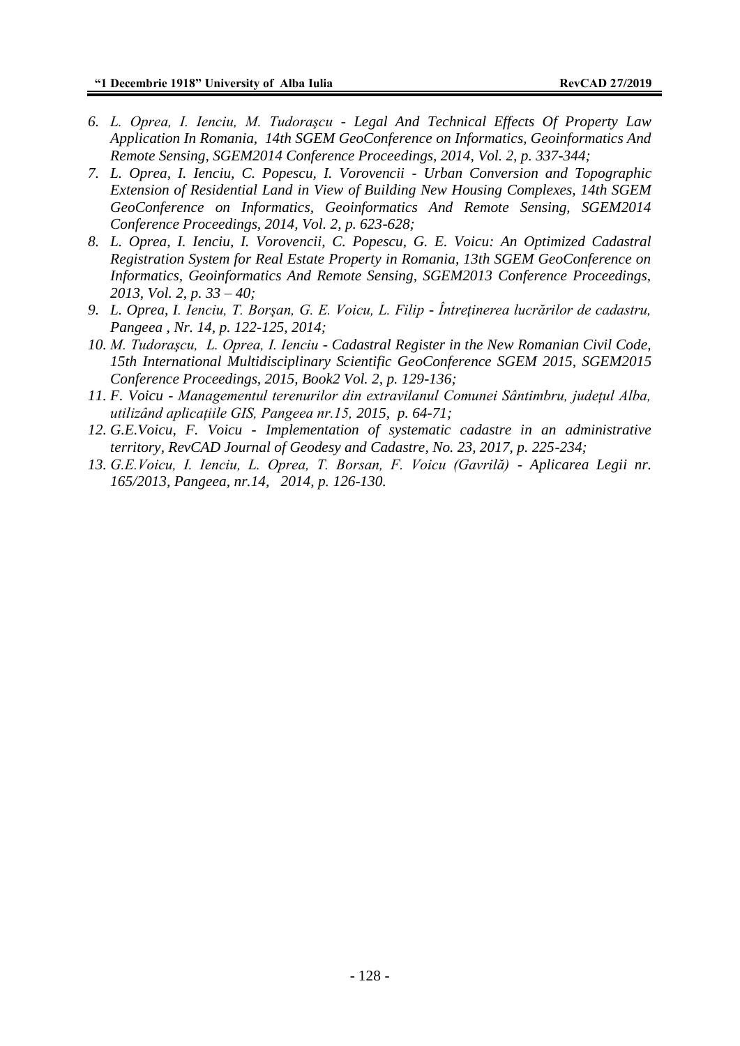6. *L. Oprea, I. Ienciu, M. Tudoraşcu - Legal And Technical Effects Of Property Law Application In Romania, 14th SGEM GeoConference on Informatics, Geoinformatics And Remote Sensing, SGEM2014 Conference Proceedings, 2014, Vol. 2, p. 337-344;*
7. *L. Oprea, I. Ienciu, C. Popescu, I. Vorovencii - Urban Conversion and Topographic Extension of Residential Land in View of Building New Housing Complexes, 14th SGEM GeoConference on Informatics, Geoinformatics And Remote Sensing, SGEM2014 Conference Proceedings, 2014, Vol. 2, p. 623-628;*
8. *L. Oprea, I. Ienciu, I. Vorovencii, C. Popescu, G. E. Voicu: An Optimized Cadastral Registration System for Real Estate Property in Romania, 13th SGEM GeoConference on Informatics, Geoinformatics And Remote Sensing, SGEM2013 Conference Proceedings, 2013, Vol. 2, p. 33 – 40;*
9. *L. Oprea, I. Ienciu, T. Borşan, G. E. Voicu, L. Filip - Întreţinerea lucrărilor de cadastru, Pangeea , Nr. 14, p. 122-125, 2014;*
10. *M. Tudoraşcu, L. Oprea, I. Ienciu - Cadastral Register in the New Romanian Civil Code, 15th International Multidisciplinary Scientific GeoConference SGEM 2015, SGEM2015 Conference Proceedings, 2015, Book2 Vol. 2, p. 129-136;*
11. *F. Voicu - Managementul terenurilor din extravilanul Comunei Sântimbru, județul Alba, utilizând aplicațiile GIS, Pangeea nr.15, 2015, p. 64-71;*
12. *G.E.Voicu, F. Voicu - Implementation of systematic cadastre in an administrative territory, RevCAD Journal of Geodesy and Cadastre, No. 23, 2017, p. 225-234;*
13. *G.E.Voicu, I. Ienciu, L. Oprea, T. Borsan, F. Voicu (Gavrilă) - Aplicarea Legii nr. 165/2013, Pangeea, nr.14, 2014, p. 126-130.*